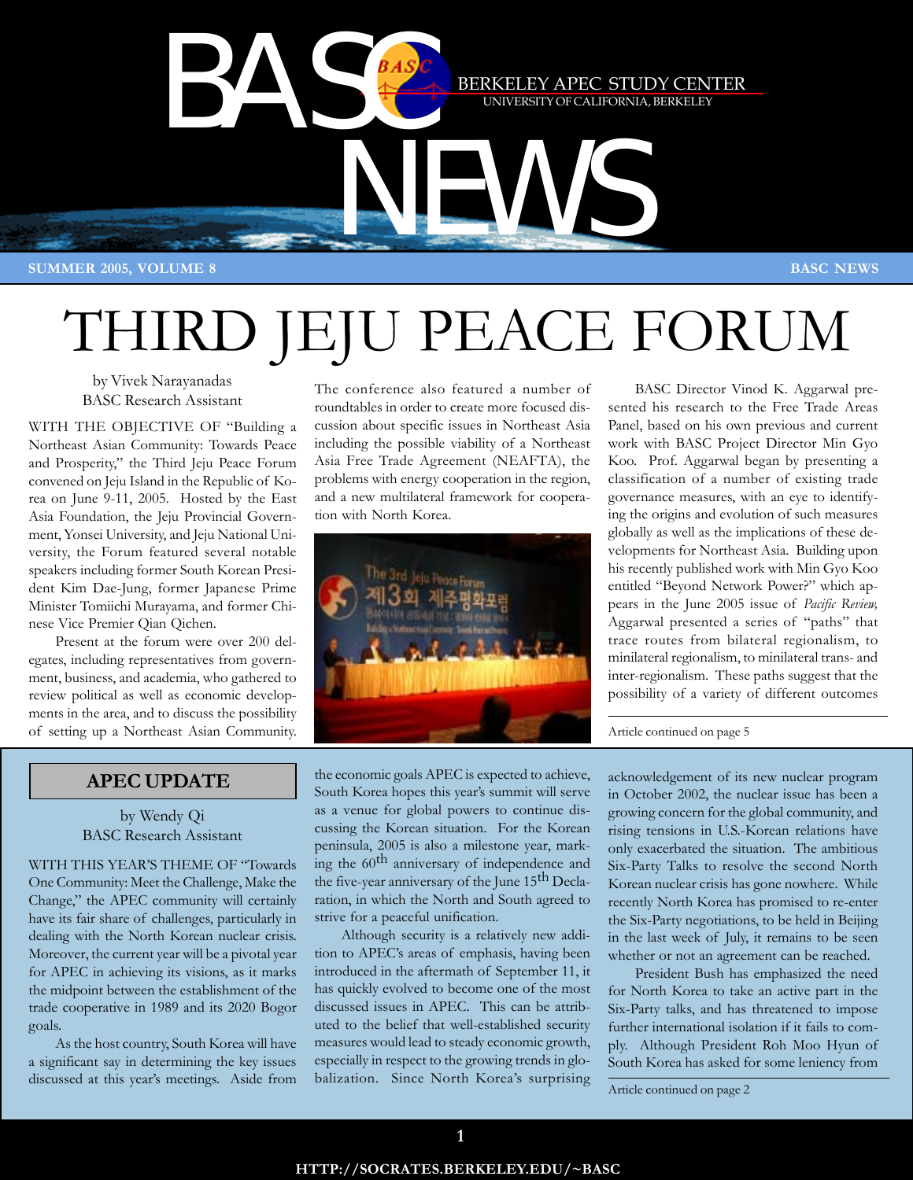# BASC NEWS

BERKELEY APEC STUDY CENTER
UNIVERSITY OF CALIFORNIA, BERKELEY

SUMMER 2005, VOLUME 8

# THIRD JEJU PEACE FORUM

by Vivek Narayanadas
BASC Research Assistant

WITH THE OBJECTIVE OF "Building a Northeast Asian Community: Towards Peace and Prosperity," the Third Jeju Peace Forum convened on Jeju Island in the Republic of Korea on June 9-11, 2005. Hosted by the East Asia Foundation, the Jeju Provincial Government, Yonsei University, and Jeju National University, the Forum featured several notable speakers including former South Korean President Kim Dae-Jung, former Japanese Prime Minister Tomiichi Murayama, and former Chinese Vice Premier Qian Qichen.

Present at the forum were over 200 delegates, including representatives from government, business, and academia, who gathered to review political as well as economic developments in the area, and to discuss the possibility of setting up a Northeast Asian Community.

The conference also featured a number of roundtables in order to create more focused discussion about specific issues in Northeast Asia including the possible viability of a Northeast Asia Free Trade Agreement (NEAFTA), the problems with energy cooperation in the region, and a new multilateral framework for cooperation with North Korea.

BASC Director Vinod K. Aggarwal presented his research to the Free Trade Areas Panel, based on his own previous and current work with BASC Project Director Min Gyo Koo. Prof. Aggarwal began by presenting a classification of a number of existing trade governance measures, with an eye to identifying the origins and evolution of such measures globally as well as the implications of these developments for Northeast Asia. Building upon his recently published work with Min Gyo Koo entitled "Beyond Network Power?" which appears in the June 2005 issue of *Pacific Review,* Aggarwal presented a series of "paths" that trace routes from bilateral regionalism, to minilateral regionalism, to minilateral trans- and inter-regionalism. These paths suggest that the possibility of a variety of different outcomes

Article continued on page 5

## APEC UPDATE

by Wendy Qi
BASC Research Assistant

WITH THIS YEAR'S THEME OF "Towards One Community: Meet the Challenge, Make the Change," the APEC community will certainly have its fair share of challenges, particularly in dealing with the North Korean nuclear crisis. Moreover, the current year will be a pivotal year for APEC in achieving its visions, as it marks the midpoint between the establishment of the trade cooperative in 1989 and its 2020 Bogor goals.

As the host country, South Korea will have a significant say in determining the key issues discussed at this year's meetings. Aside from the economic goals APEC is expected to achieve, South Korea hopes this year's summit will serve as a venue for global powers to continue discussing the Korean situation. For the Korean peninsula, 2005 is also a milestone year, marking the 60th anniversary of independence and the five-year anniversary of the June 15th Declaration, in which the North and South agreed to strive for a peaceful unification.

Although security is a relatively new addition to APEC's areas of emphasis, having been introduced in the aftermath of September 11, it has quickly evolved to become one of the most discussed issues in APEC. This can be attributed to the belief that well-established security measures would lead to steady economic growth, especially in respect to the growing trends in globalization. Since North Korea's surprising acknowledgement of its new nuclear program in October 2002, the nuclear issue has been a growing concern for the global community, and rising tensions in U.S.-Korean relations have only exacerbated the situation. The ambitious Six-Party Talks to resolve the second North Korean nuclear crisis has gone nowhere. While recently North Korea has promised to re-enter the Six-Party negotiations, to be held in Beijing in the last week of July, it remains to be seen whether or not an agreement can be reached.

President Bush has emphasized the need for North Korea to take an active part in the Six-Party talks, and has threatened to impose further international isolation if it fails to comply. Although President Roh Moo Hyun of South Korea has asked for some leniency from

Article continued on page 2

HTTP://SOCRATES.BERKELEY.EDU/~BASC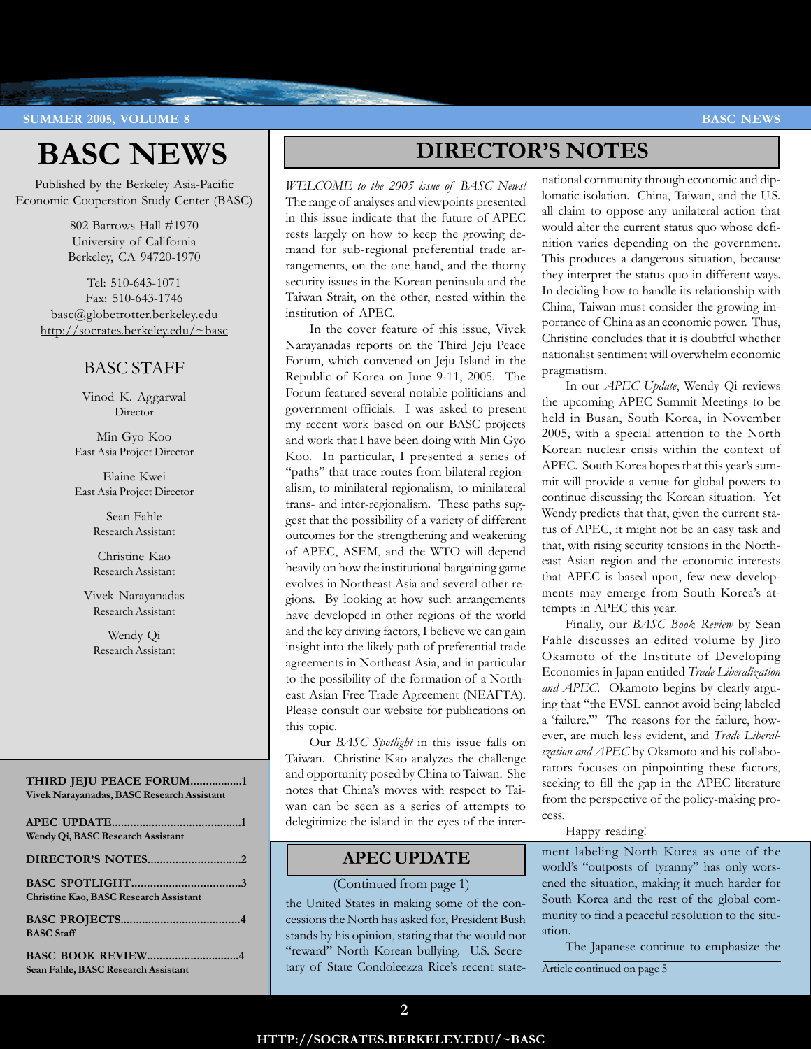# BASC NEWS

Published by the Berkeley Asia-Pacific Economic Cooperation Study Center (BASC)

802 Barrows Hall #1970
University of California
Berkeley, CA 94720-1970

Tel: 510-643-1071
Fax: 510-643-1746
basc@globetrotter.berkeley.edu
http://socrates.berkeley.edu/~basc

## BASC STAFF

Vinod K. Aggarwal
Director

Min Gyo Koo
East Asia Project Director

Elaine Kwei
East Asia Project Director

Sean Fahle
Research Assistant

Christine Kao
Research Assistant

Vivek Narayanadas
Research Assistant

Wendy Qi
Research Assistant

**THIRD JEJU PEACE FORUM.................1**
**Vivek Narayanadas, BASC Research Assistant**

**APEC UPDATE.........................................1**
**Wendy Qi, BASC Research Assistant**

**DIRECTOR'S NOTES.............................2**

**BASC SPOTLIGHT..................................3**
**Christine Kao, BASC Research Assistant**

**BASC PROJECTS......................................4**
**BASC Staff**

**BASC BOOK REVIEW.............................4**
**Sean Fahle, BASC Research Assistant**

# DIRECTOR'S NOTES

*WELCOME to the 2005 issue of BASC News!* The range of analyses and viewpoints presented in this issue indicate that the future of APEC rests largely on how to keep the growing demand for sub-regional preferential trade arrangements, on the one hand, and the thorny security issues in the Korean peninsula and the Taiwan Strait, on the other, nested within the institution of APEC.

In the cover feature of this issue, Vivek Narayanadas reports on the Third Jeju Peace Forum, which convened on Jeju Island in the Republic of Korea on June 9-11, 2005. The Forum featured several notable politicians and government officials. I was asked to present my recent work based on our BASC projects and work that I have been doing with Min Gyo Koo. In particular, I presented a series of "paths" that trace routes from bilateral regionalism, to minilateral regionalism, to minilateral trans- and inter-regionalism. These paths suggest that the possibility of a variety of different outcomes for the strengthening and weakening of APEC, ASEM, and the WTO will depend heavily on how the institutional bargaining game evolves in Northeast Asia and several other regions. By looking at how such arrangements have developed in other regions of the world and the key driving factors, I believe we can gain insight into the likely path of preferential trade agreements in Northeast Asia, and in particular to the possibility of the formation of a Northeast Asian Free Trade Agreement (NEAFTA). Please consult our website for publications on this topic.

Our *BASC Spotlight* in this issue falls on Taiwan. Christine Kao analyzes the challenge and opportunity posed by China to Taiwan. She notes that China's moves with respect to Taiwan can be seen as a series of attempts to delegitimize the island in the eyes of the international community through economic and diplomatic isolation. China, Taiwan, and the U.S. all claim to oppose any unilateral action that would alter the current status quo whose definition varies depending on the government. This produces a dangerous situation, because they interpret the status quo in different ways. In deciding how to handle its relationship with China, Taiwan must consider the growing importance of China as an economic power. Thus, Christine concludes that it is doubtful whether nationalist sentiment will overwhelm economic pragmatism.

In our *APEC Update*, Wendy Qi reviews the upcoming APEC Summit Meetings to be held in Busan, South Korea, in November 2005, with a special attention to the North Korean nuclear crisis within the context of APEC. South Korea hopes that this year's summit will provide a venue for global powers to continue discussing the Korean situation. Yet Wendy predicts that, given the current status of APEC, it might not be an easy task and that, with rising security tensions in the Northeast Asian region and the economic interests that APEC is based upon, few new developments may emerge from South Korea's attempts in APEC this year.

Finally, our *BASC Book Review* by Sean Fahle discusses an edited volume by Jiro Okamoto of the Institute of Developing Economies in Japan entitled *Trade Liberalization and APEC*. Okamoto begins by clearly arguing that "the EVSL cannot avoid being labeled a 'failure.'" The reasons for the failure, however, are much less evident, and *Trade Liberalization and APEC* by Okamoto and his collaborators focuses on pinpointing these factors, seeking to fill the gap in the APEC literature from the perspective of the policy-making process.

Happy reading!

# APEC UPDATE

(Continued from page 1)

the United States in making some of the concessions the North has asked for, President Bush stands by his opinion, stating that the would not "reward" North Korean bullying. U.S. Secretary of State Condoleezza Rice's recent statement labeling North Korea as one of the world's "outposts of tyranny" has only worsened the situation, making it much harder for South Korea and the rest of the global community to find a peaceful resolution to the situation.

The Japanese continue to emphasize the

Article continued on page 5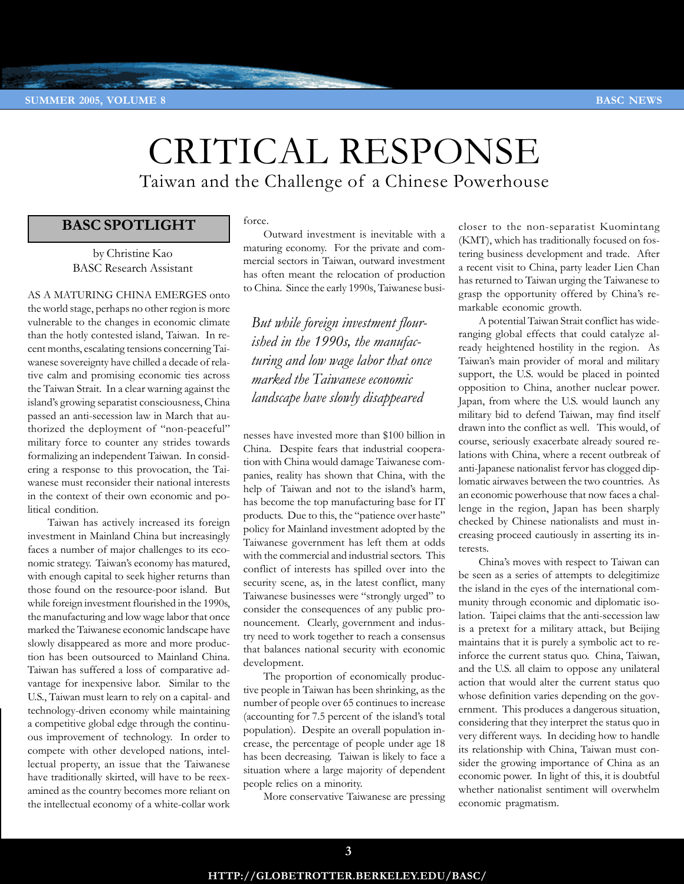# CRITICAL RESPONSE

## Taiwan and the Challenge of a Chinese Powerhouse

### BASC SPOTLIGHT

by Christine Kao
BASC Research Assistant

AS A MATURING CHINA EMERGES onto the world stage, perhaps no other region is more vulnerable to the changes in economic climate than the hotly contested island, Taiwan. In recent months, escalating tensions concerning Taiwanese sovereignty have chilled a decade of relative calm and promising economic ties across the Taiwan Strait. In a clear warning against the island's growing separatist consciousness, China passed an anti-secession law in March that authorized the deployment of "non-peaceful" military force to counter any strides towards formalizing an independent Taiwan. In considering a response to this provocation, the Taiwanese must reconsider their national interests in the context of their own economic and political condition.

Taiwan has actively increased its foreign investment in Mainland China but increasingly faces a number of major challenges to its economic strategy. Taiwan's economy has matured, with enough capital to seek higher returns than those found on the resource-poor island. But while foreign investment flourished in the 1990s, the manufacturing and low wage labor that once marked the Taiwanese economic landscape have slowly disappeared as more and more production has been outsourced to Mainland China. Taiwan has suffered a loss of comparative advantage for inexpensive labor. Similar to the U.S., Taiwan must learn to rely on a capital- and technology-driven economy while maintaining a competitive global edge through the continuous improvement of technology. In order to compete with other developed nations, intellectual property, an issue that the Taiwanese have traditionally skirted, will have to be reexamined as the country becomes more reliant on the intellectual economy of a white-collar work force.

Outward investment is inevitable with a maturing economy. For the private and commercial sectors in Taiwan, outward investment has often meant the relocation of production to China. Since the early 1990s, Taiwanese businesses have invested more than $100 billion in China. Despite fears that industrial cooperation with China would damage Taiwanese companies, reality has shown that China, with the help of Taiwan and not to the island's harm, has become the top manufacturing base for IT products. Due to this, the "patience over haste" policy for Mainland investment adopted by the Taiwanese government has left them at odds with the commercial and industrial sectors. This conflict of interests has spilled over into the security scene, as, in the latest conflict, many Taiwanese businesses were "strongly urged" to consider the consequences of any public pronouncement. Clearly, government and industry need to work together to reach a consensus that balances national security with economic development.

> *But while foreign investment flourished in the 1990s, the manufacturing and low wage labor that once marked the Taiwanese economic landscape have slowly disappeared*

The proportion of economically productive people in Taiwan has been shrinking, as the number of people over 65 continues to increase (accounting for 7.5 percent of the island's total population). Despite an overall population increase, the percentage of people under age 18 has been decreasing. Taiwan is likely to face a situation where a large majority of dependent people relies on a minority.

More conservative Taiwanese are pressing closer to the non-separatist Kuomintang (KMT), which has traditionally focused on fostering business development and trade. After a recent visit to China, party leader Lien Chan has returned to Taiwan urging the Taiwanese to grasp the opportunity offered by China's remarkable economic growth.

A potential Taiwan Strait conflict has wide-ranging global effects that could catalyze already heightened hostility in the region. As Taiwan's main provider of moral and military support, the U.S. would be placed in pointed opposition to China, another nuclear power. Japan, from where the U.S. would launch any military bid to defend Taiwan, may find itself drawn into the conflict as well. This would, of course, seriously exacerbate already soured relations with China, where a recent outbreak of anti-Japanese nationalist fervor has clogged diplomatic airwaves between the two countries. As an economic powerhouse that now faces a challenge in the region, Japan has been sharply checked by Chinese nationalists and must increasing proceed cautiously in asserting its interests.

China's moves with respect to Taiwan can be seen as a series of attempts to delegitimize the island in the eyes of the international community through economic and diplomatic isolation. Taipei claims that the anti-secession law is a pretext for a military attack, but Beijing maintains that it is purely a symbolic act to reinforce the current status quo. China, Taiwan, and the U.S. all claim to oppose any unilateral action that would alter the current status quo whose definition varies depending on the government. This produces a dangerous situation, considering that they interpret the status quo in very different ways. In deciding how to handle its relationship with China, Taiwan must consider the growing importance of China as an economic power. In light of this, it is doubtful whether nationalist sentiment will overwhelm economic pragmatism.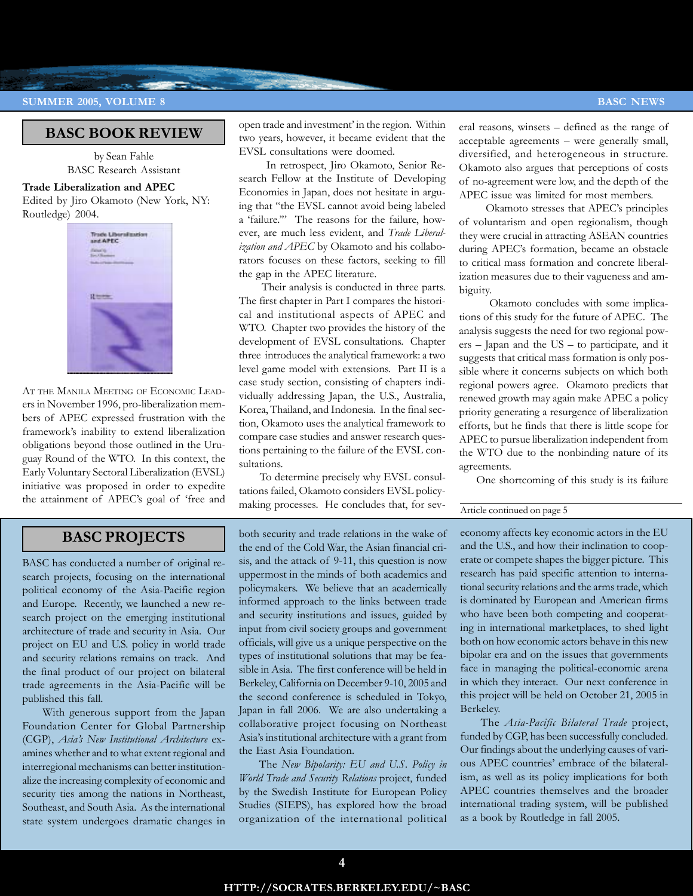## BASC BOOK REVIEW

by Sean Fahle
BASC Research Assistant

**Trade Liberalization and APEC**
Edited by Jiro Okamoto (New York, NY: Routledge) 2004.

At the Manila Meeting of Economic Leaders in November 1996, pro-liberalization members of APEC expressed frustration with the framework's inability to extend liberalization obligations beyond those outlined in the Uruguay Round of the WTO. In this context, the Early Voluntary Sectoral Liberalization (EVSL) initiative was proposed in order to expedite the attainment of APEC's goal of 'free and open trade and investment' in the region. Within two years, however, it became evident that the EVSL consultations were doomed.

In retrospect, Jiro Okamoto, Senior Research Fellow at the Institute of Developing Economies in Japan, does not hesitate in arguing that "the EVSL cannot avoid being labeled a 'failure.'" The reasons for the failure, however, are much less evident, and *Trade Liberalization and APEC* by Okamoto and his collaborators focuses on these factors, seeking to fill the gap in the APEC literature.

Their analysis is conducted in three parts. The first chapter in Part I compares the historical and institutional aspects of APEC and WTO. Chapter two provides the history of the development of EVSL consultations. Chapter three introduces the analytical framework: a two level game model with extensions. Part II is a case study section, consisting of chapters individually addressing Japan, the U.S., Australia, Korea, Thailand, and Indonesia. In the final section, Okamoto uses the analytical framework to compare case studies and answer research questions pertaining to the failure of the EVSL consultations.

To determine precisely why EVSL consultations failed, Okamoto considers EVSL policymaking processes. He concludes that, for several reasons, winsets – defined as the range of acceptable agreements – were generally small, diversified, and heterogeneous in structure. Okamoto also argues that perceptions of costs of no-agreement were low, and the depth of the APEC issue was limited for most members.

Okamoto stresses that APEC's principles of voluntarism and open regionalism, though they were crucial in attracting ASEAN countries during APEC's formation, became an obstacle to critical mass formation and concrete liberalization measures due to their vagueness and ambiguity.

Okamoto concludes with some implications of this study for the future of APEC. The analysis suggests the need for two regional powers – Japan and the US – to participate, and it suggests that critical mass formation is only possible where it concerns subjects on which both regional powers agree. Okamoto predicts that renewed growth may again make APEC a policy priority generating a resurgence of liberalization efforts, but he finds that there is little scope for APEC to pursue liberalization independent from the WTO due to the nonbinding nature of its agreements.

One shortcoming of this study is its failure

Article continued on page 5

## BASC PROJECTS

BASC has conducted a number of original research projects, focusing on the international political economy of the Asia-Pacific region and Europe. Recently, we launched a new research project on the emerging institutional architecture of trade and security in Asia. Our project on EU and U.S. policy in world trade and security relations remains on track. And the final product of our project on bilateral trade agreements in the Asia-Pacific will be published this fall.

With generous support from the Japan Foundation Center for Global Partnership (CGP), *Asia's New Institutional Architecture* examines whether and to what extent regional and interregional mechanisms can better institutionalize the increasing complexity of economic and security ties among the nations in Northeast, Southeast, and South Asia. As the international state system undergoes dramatic changes in both security and trade relations in the wake of the end of the Cold War, the Asian financial crisis, and the attack of 9-11, this question is now uppermost in the minds of both academics and policymakers. We believe that an academically informed approach to the links between trade and security institutions and issues, guided by input from civil society groups and government officials, will give us a unique perspective on the types of institutional solutions that may be feasible in Asia. The first conference will be held in Berkeley, California on December 9-10, 2005 and the second conference is scheduled in Tokyo, Japan in fall 2006. We are also undertaking a collaborative project focusing on Northeast Asia's institutional architecture with a grant from the East Asia Foundation.

The *New Bipolarity: EU and U.S. Policy in World Trade and Security Relations* project, funded by the Swedish Institute for European Policy Studies (SIEPS), has explored how the broad organization of the international political economy affects key economic actors in the EU and the U.S., and how their inclination to cooperate or compete shapes the bigger picture. This research has paid specific attention to international security relations and the arms trade, which is dominated by European and American firms who have been both competing and cooperating in international marketplaces, to shed light both on how economic actors behave in this new bipolar era and on the issues that governments face in managing the political-economic arena in which they interact. Our next conference in this project will be held on October 21, 2005 in Berkeley.

The *Asia-Pacific Bilateral Trade* project, funded by CGP, has been successfully concluded. Our findings about the underlying causes of various APEC countries' embrace of the bilateralism, as well as its policy implications for both APEC countries themselves and the broader international trading system, will be published as a book by Routledge in fall 2005.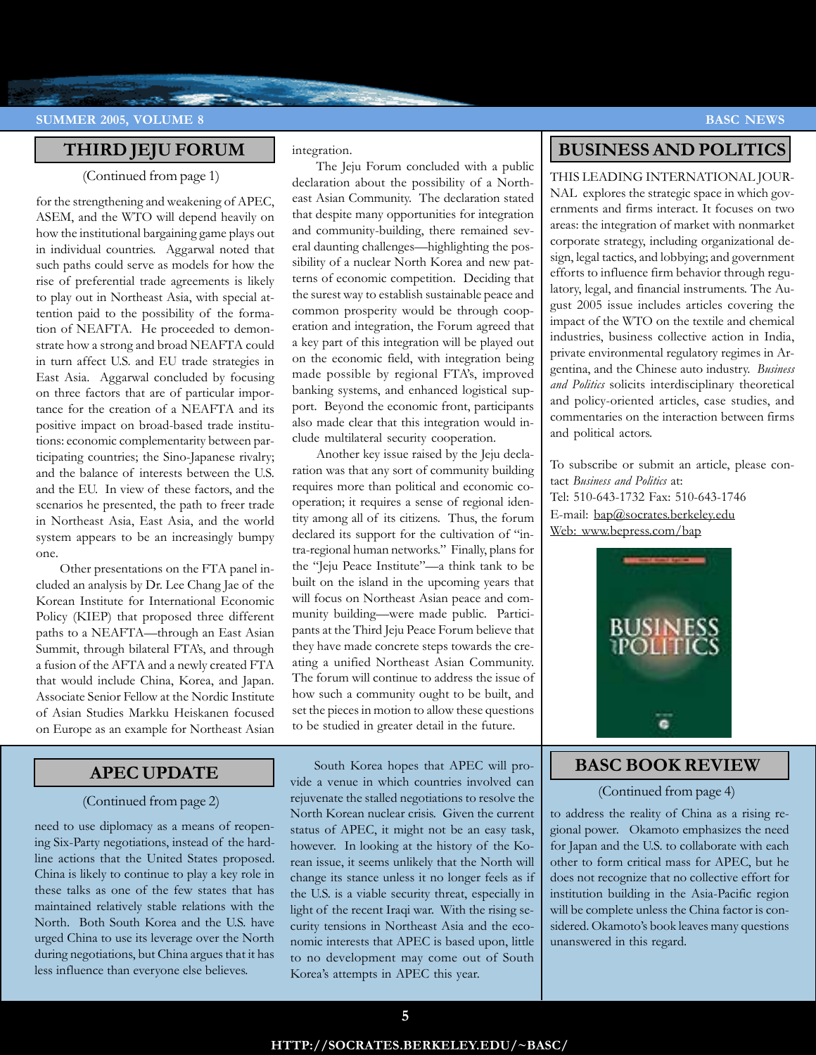## THIRD JEJU FORUM

(Continued from page 1)

for the strengthening and weakening of APEC, ASEM, and the WTO will depend heavily on how the institutional bargaining game plays out in individual countries. Aggarwal noted that such paths could serve as models for how the rise of preferential trade agreements is likely to play out in Northeast Asia, with special attention paid to the possibility of the formation of NEAFTA. He proceeded to demonstrate how a strong and broad NEAFTA could in turn affect U.S. and EU trade strategies in East Asia. Aggarwal concluded by focusing on three factors that are of particular importance for the creation of a NEAFTA and its positive impact on broad-based trade institutions: economic complementarity between participating countries; the Sino-Japanese rivalry; and the balance of interests between the U.S. and the EU. In view of these factors, and the scenarios he presented, the path to freer trade in Northeast Asia, East Asia, and the world system appears to be an increasingly bumpy one.

Other presentations on the FTA panel included an analysis by Dr. Lee Chang Jae of the Korean Institute for International Economic Policy (KIEP) that proposed three different paths to a NEAFTA—through an East Asian Summit, through bilateral FTA's, and through a fusion of the AFTA and a newly created FTA that would include China, Korea, and Japan. Associate Senior Fellow at the Nordic Institute of Asian Studies Markku Heiskanen focused on Europe as an example for Northeast Asian integration.

The Jeju Forum concluded with a public declaration about the possibility of a Northeast Asian Community. The declaration stated that despite many opportunities for integration and community-building, there remained several daunting challenges—highlighting the possibility of a nuclear North Korea and new patterns of economic competition. Deciding that the surest way to establish sustainable peace and common prosperity would be through cooperation and integration, the Forum agreed that a key part of this integration will be played out on the economic field, with integration being made possible by regional FTA's, improved banking systems, and enhanced logistical support. Beyond the economic front, participants also made clear that this integration would include multilateral security cooperation.

Another key issue raised by the Jeju declaration was that any sort of community building requires more than political and economic cooperation; it requires a sense of regional identity among all of its citizens. Thus, the forum declared its support for the cultivation of "intra-regional human networks." Finally, plans for the "Jeju Peace Institute"—a think tank to be built on the island in the upcoming years that will focus on Northeast Asian peace and community building—were made public. Participants at the Third Jeju Peace Forum believe that they have made concrete steps towards the creating a unified Northeast Asian Community. The forum will continue to address the issue of how such a community ought to be built, and set the pieces in motion to allow these questions to be studied in greater detail in the future.

## BUSINESS AND POLITICS

THIS LEADING INTERNATIONAL JOURNAL explores the strategic space in which governments and firms interact. It focuses on two areas: the integration of market with nonmarket corporate strategy, including organizational design, legal tactics, and lobbying; and government efforts to influence firm behavior through regulatory, legal, and financial instruments. The August 2005 issue includes articles covering the impact of the WTO on the textile and chemical industries, business collective action in India, private environmental regulatory regimes in Argentina, and the Chinese auto industry. *Business and Politics* solicits interdisciplinary theoretical and policy-oriented articles, case studies, and commentaries on the interaction between firms and political actors.

To subscribe or submit an article, please contact *Business and Politics* at:
Tel: 510-643-1732 Fax: 510-643-1746
E-mail: bap@socrates.berkeley.edu
Web: www.bepress.com/bap

## APEC UPDATE

(Continued from page 2)

need to use diplomacy as a means of reopening Six-Party negotiations, instead of the hardline actions that the United States proposed. China is likely to continue to play a key role in these talks as one of the few states that has maintained relatively stable relations with the North. Both South Korea and the U.S. have urged China to use its leverage over the North during negotiations, but China argues that it has less influence than everyone else believes.

South Korea hopes that APEC will provide a venue in which countries involved can rejuvenate the stalled negotiations to resolve the North Korean nuclear crisis. Given the current status of APEC, it might not be an easy task, however. In looking at the history of the Korean issue, it seems unlikely that the North will change its stance unless it no longer feels as if the U.S. is a viable security threat, especially in light of the recent Iraqi war. With the rising security tensions in Northeast Asia and the economic interests that APEC is based upon, little to no development may come out of South Korea's attempts in APEC this year.

## BASC BOOK REVIEW

(Continued from page 4)

to address the reality of China as a rising regional power. Okamoto emphasizes the need for Japan and the U.S. to collaborate with each other to form critical mass for APEC, but he does not recognize that no collective effort for institution building in the Asia-Pacific region will be complete unless the China factor is considered. Okamoto's book leaves many questions unanswered in this regard.